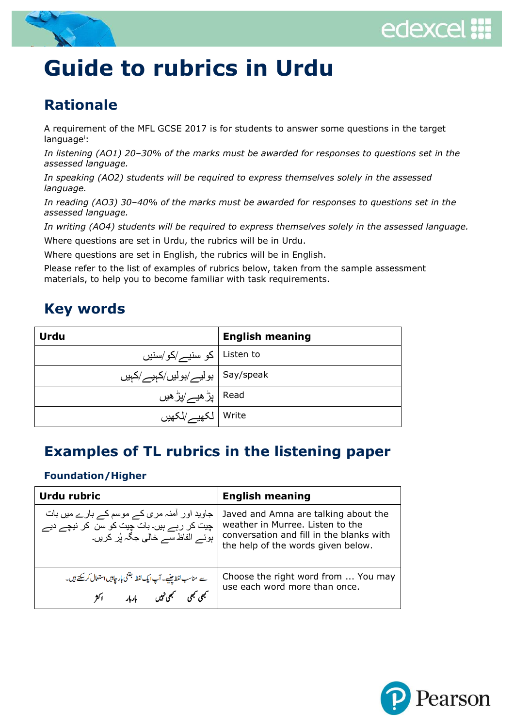# Guide to rubrics in Urdu

## Rationale

A requirement of the MFL GCSE 2017 is for students to answer some questions in the target language[i]:

*In listening (AO1) 20–30% of the marks must be awarded for responses to questions set in the assessed language.*

*In speaking (AO2) students will be required to express themselves solely in the assessed language.*

*In reading (AO3) 30–40% of the marks must be awarded for responses to questions set in the assessed language.*

*In writing (AO4) students will be required to express themselves solely in the assessed language.*

Where questions are set in Urdu, the rubrics will be in Urdu.

Where questions are set in English, the rubrics will be in English.

Please refer to the list of examples of rubrics below, taken from the sample assessment materials, to help you to become familiar with task requirements.

## Key words

| Urdu | English meaning |
| --- | --- |
| کو سنیے/کو/سنیں | Listen to |
| بولیے/بولیں/کہیے/کہیں | Say/speak |
| پڑھیے/پڑھیں | Read |
| لکھیے/لکھیں | Write |

## Examples of TL rubrics in the listening paper

### Foundation/Higher

| Urdu rubric | English meaning |
| --- | --- |
| جاوید اور آمنہ مری کے موسم کے بارے میں بات چیت کر رہے ہیں۔ بات چیت کو سن کر نیچے دیے ہوئے الفاظ سے خالی جگہ پُر کریں۔ | Javed and Amna are talking about the weather in Murree. Listen to the conversation and fill in the blanks with the help of the words given below. |
| سے مناسب لفظ چنیے۔ آپ ایک لفظ جتنی بار چاہیں استعمال کر سکتے ہیں۔<br>کبھی کبھی &nbsp; کبھی نہیں &nbsp; باربار &nbsp; اکثر | Choose the right word from ... You may use each word more than once. |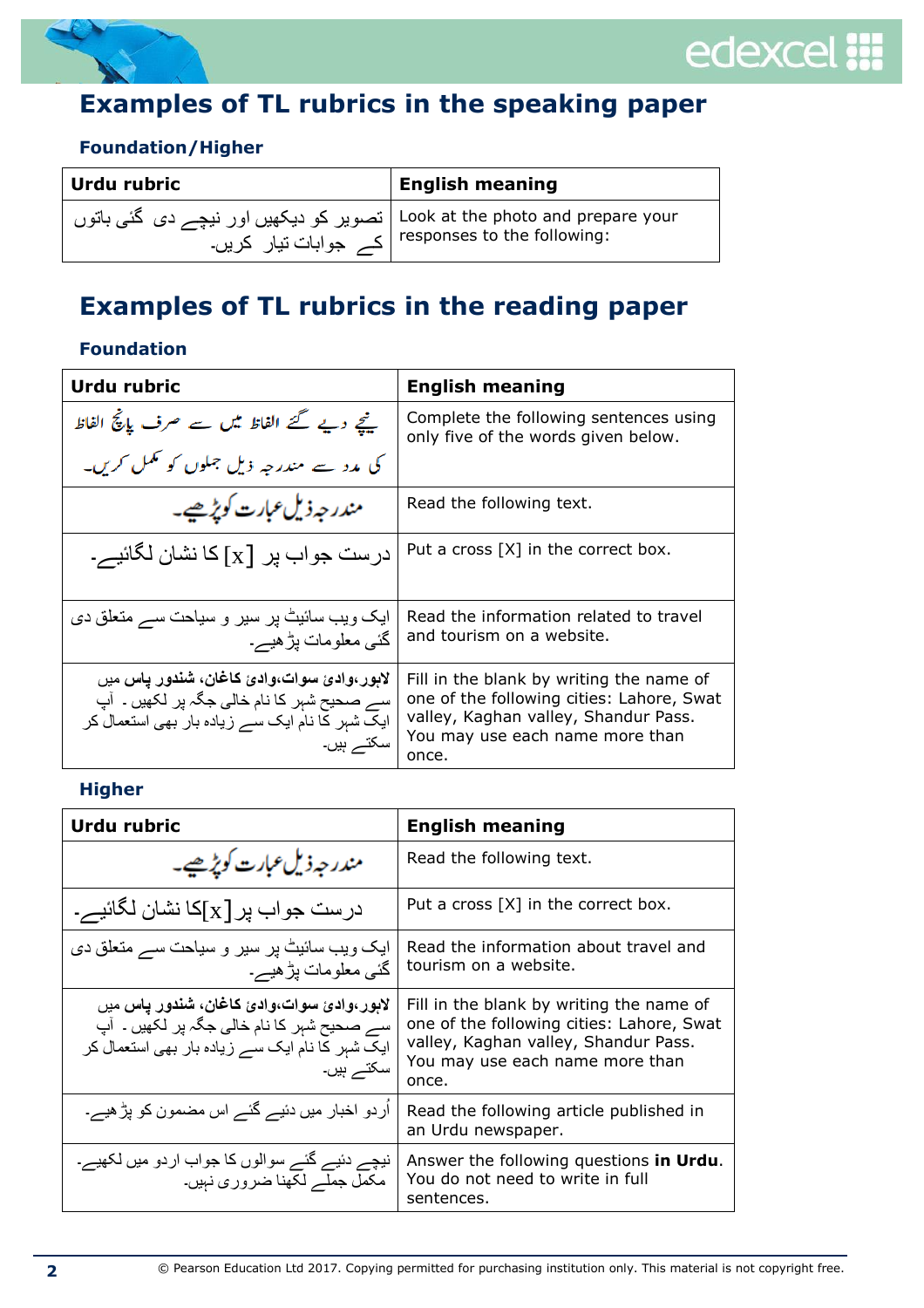# Examples of TL rubrics in the speaking paper

### Foundation/Higher

| Urdu rubric | English meaning |
|---|---|
| تصویر کو دیکھیں اور نیچے دی گئی باتوں کے جوابات تیار کریں۔ | Look at the photo and prepare your responses to the following: |

# Examples of TL rubrics in the reading paper

### Foundation

| Urdu rubric | English meaning |
|---|---|
| نیچے دیے گئے الفاظ میں سے صرف پانچ الفاظ کی مدد سے مندرجہ ذیل جملوں کو مکمل کریں۔ | Complete the following sentences using only five of the words given below. |
| مندرجہ ذیل عبارت کو پڑھیے۔ | Read the following text. |
| درست جواب پر [x] کا نشان لگائیے۔ | Put a cross [X] in the correct box. |
| ایک ویب سائیٹ پر سیر و سیاحت سے متعلق دی گئی معلومات پڑھیے۔ | Read the information related to travel and tourism on a website. |
| **لاہور،وادئ سوات،وادئ کاغان، شندور پاس** میں سے صحیح شہر کا نام خالی جگہ پر لکھیں ۔ آپ ایک شہر کا نام ایک سے زیادہ بار بھی استعمال کر سکتے ہیں۔ | Fill in the blank by writing the name of one of the following cities: Lahore, Swat valley, Kaghan valley, Shandur Pass. You may use each name more than once. |

### Higher

| Urdu rubric | English meaning |
|---|---|
| مندرجہ ذیل عبارت کو پڑھیے۔ | Read the following text. |
| درست جواب پر [x]کا نشان لگائیے۔ | Put a cross [X] in the correct box. |
| ایک ویب سائیٹ پر سیر و سیاحت سے متعلق دی گئی معلومات پڑھیے۔ | Read the information about travel and tourism on a website. |
| **لاہور،وادئ سوات،وادئ کاغان، شندور پاس** میں سے صحیح شہر کا نام خالی جگہ پر لکھیں ۔ آپ ایک شہر کا نام ایک سے زیادہ بار بھی استعمال کر سکتے ہیں۔ | Fill in the blank by writing the name of one of the following cities: Lahore, Swat valley, Kaghan valley, Shandur Pass. You may use each name more than once. |
| اُردو اخبار میں دئیے گئے اس مضمون کو پڑھیے۔ | Read the following article published in an Urdu newspaper. |
| نیچے دئیے گئے سوالوں کا جواب اردو میں لکھیے۔ مکمل جملے لکھنا ضروری نہیں۔ | Answer the following questions **in Urdu**. You do not need to write in full sentences. |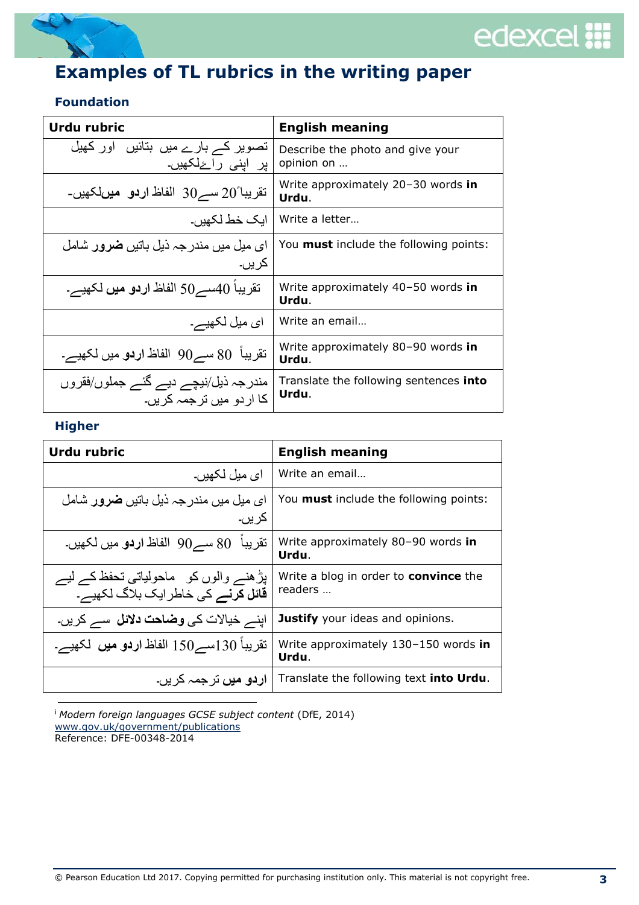## Examples of TL rubrics in the writing paper

### Foundation

| Urdu rubric | English meaning |
|---|---|
| تصویر کے بارے میں بتائیں اور کھیل پر اپنی رائےلکھیں۔ | Describe the photo and give your opinion on … |
| تقریباً20 سے30 الفاظ **اردو میں**لکھیں۔ | Write approximately 20–30 words **in Urdu**. |
| ایک خط لکھیں۔ | Write a letter… |
| ای میل میں مندرجہ ذیل باتیں **ضرور** شامل کریں۔ | You **must** include the following points: |
| تقریباً 40سے50 الفاظ **اردو میں** لکھیے۔ | Write approximately 40–50 words **in Urdu**. |
| ای میل لکھیے۔ | Write an email… |
| تقریباً 80 سے90 الفاظ **اردو** میں لکھیے۔ | Write approximately 80–90 words **in Urdu**. |
| مندرجہ ذیل/نیچے دیے گئے جملوں/فقروں کا اردو میں ترجمہ کریں۔ | Translate the following sentences **into Urdu**. |

### Higher

| Urdu rubric | English meaning |
|---|---|
| ای میل لکھیں۔ | Write an email… |
| ای میل میں مندرجہ ذیل باتیں **ضرور** شامل کریں۔ | You **must** include the following points: |
| تقریباً 80 سے90 الفاظ **اردو** میں لکھیں۔ | Write approximately 80–90 words **in Urdu**. |
| پڑھنے والوں کو ماحولیاتی تحفظ کے لیے **قائل کرنے** کی خاطرایک بلاگ لکھیے۔ | Write a blog in order to **convince** the readers … |
| اپنے خیالات کی **وضاحت دلائل** سے کریں۔ | **Justify** your ideas and opinions. |
| تقریباً 130سے150 الفاظ **اردو میں** لکھیے۔ | Write approximately 130–150 words **in Urdu**. |
| **اردو میں** ترجمہ کریں۔ | Translate the following text **into Urdu**. |

---

[i] *Modern foreign languages GCSE subject content* (DfE, 2014)
www.gov.uk/government/publications
Reference: DFE-00348-2014

© Pearson Education Ltd 2017. Copying permitted for purchasing institution only. This material is not copyright free.